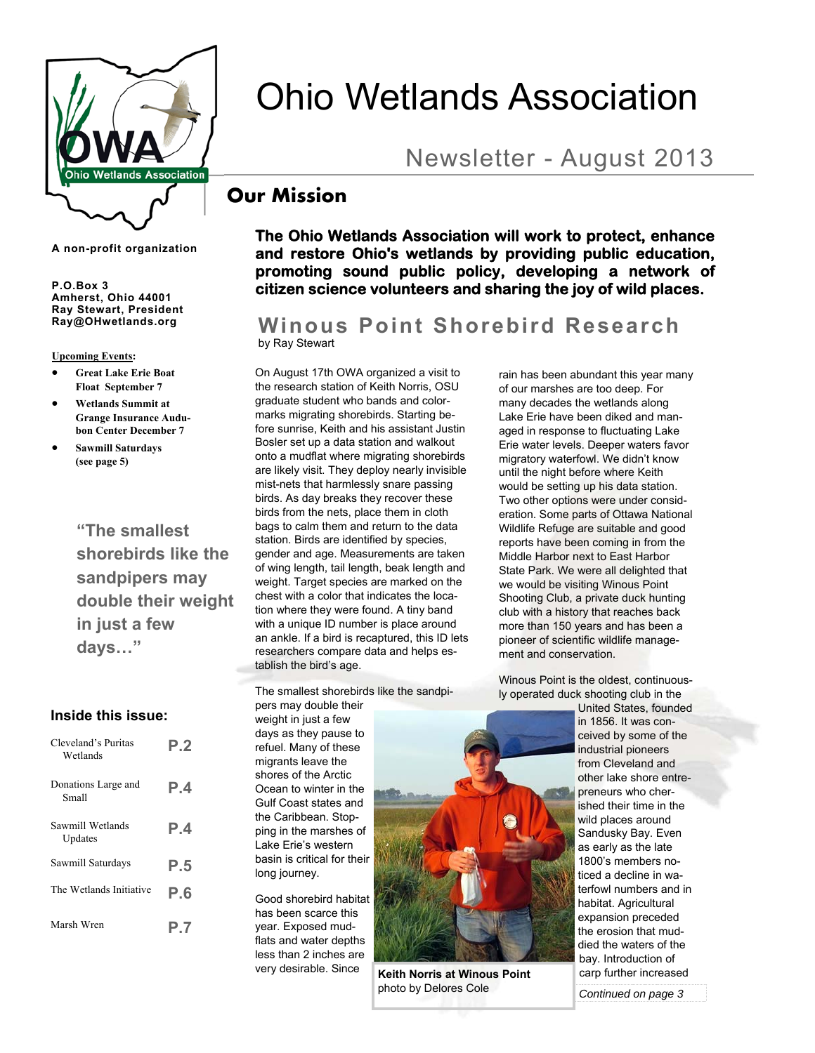# Ohio Wetlands Association

## Newsletter - August 2013

A non-profit organization

**P.O.Box 3**
**Amherst, Ohio 44001**
**Ray Stewart, President**
**Ray@OHwetlands.org**

**Upcoming Events:**

- **Great Lake Erie Boat Float September 7**
- **Wetlands Summit at Grange Insurance Audubon Center December 7**
- **Sawmill Saturdays (see page 5)**

> **"The smallest shorebirds like the sandpipers may double their weight in just a few days…"**

### Inside this issue:

| | |
|---|---|
| Cleveland's Puritas Wetlands | P.2 |
| Donations Large and Small | P.4 |
| Sawmill Wetlands Updates | P.4 |
| Sawmill Saturdays | P.5 |
| The Wetlands Initiative | P.6 |
| Marsh Wren | P.7 |

## Our Mission

**The Ohio Wetlands Association will work to protect, enhance and restore Ohio's wetlands by providing public education, promoting sound public policy, developing a network of citizen science volunteers and sharing the joy of wild places.**

## Winous Point Shorebird Research

by Ray Stewart

On August 17th OWA organized a visit to the research station of Keith Norris, OSU graduate student who bands and color-marks migrating shorebirds. Starting before sunrise, Keith and his assistant Justin Bosler set up a data station and walkout onto a mudflat where migrating shorebirds are likely visit. They deploy nearly invisible mist-nets that harmlessly snare passing birds. As day breaks they recover these birds from the nets, place them in cloth bags to calm them and return to the data station. Birds are identified by species, gender and age. Measurements are taken of wing length, tail length, beak length and weight. Target species are marked on the chest with a color that indicates the location where they were found. A tiny band with a unique ID number is place around an ankle. If a bird is recaptured, this ID lets researchers compare data and helps establish the bird's age.

The smallest shorebirds like the sandpipers may double their weight in just a few days as they pause to refuel. Many of these migrants leave the shores of the Arctic Ocean to winter in the Gulf Coast states and the Caribbean. Stopping in the marshes of Lake Erie's western basin is critical for their long journey.

Good shorebird habitat has been scarce this year. Exposed mudflats and water depths less than 2 inches are very desirable. Since rain has been abundant this year many of our marshes are too deep. For many decades the wetlands along Lake Erie have been diked and managed in response to fluctuating Lake Erie water levels. Deeper waters favor migratory waterfowl. We didn't know until the night before where Keith would be setting up his data station. Two other options were under consideration. Some parts of Ottawa National Wildlife Refuge are suitable and good reports have been coming in from the Middle Harbor next to East Harbor State Park. We were all delighted that we would be visiting Winous Point Shooting Club, a private duck hunting club with a history that reaches back more than 150 years and has been a pioneer of scientific wildlife management and conservation.

**Keith Norris at Winous Point**
photo by Delores Cole

Winous Point is the oldest, continuously operated duck shooting club in the United States, founded in 1856. It was conceived by some of the industrial pioneers from Cleveland and other lake shore entrepreneurs who cherished their time in the wild places around Sandusky Bay. Even as early as the late 1800's members noticed a decline in waterfowl numbers and in habitat. Agricultural expansion preceded the erosion that muddied the waters of the bay. Introduction of carp further increased

*Continued on page 3*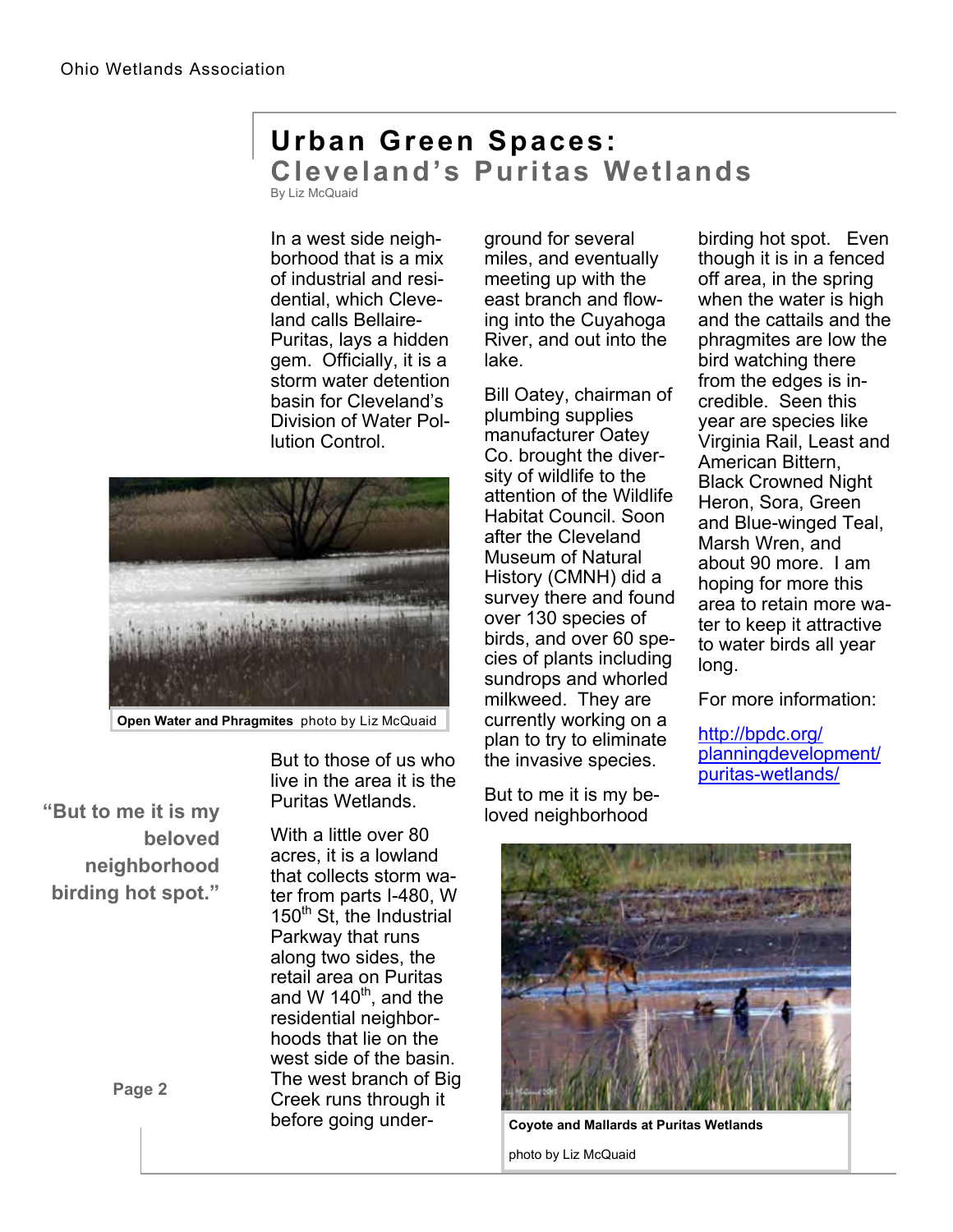# Urban Green Spaces:
## Cleveland's Puritas Wetlands

By Liz McQuaid

In a west side neighborhood that is a mix of industrial and residential, which Cleveland calls Bellaire-Puritas, lays a hidden gem. Officially, it is a storm water detention basin for Cleveland's Division of Water Pollution Control.

Open Water and Phragmites photo by Liz McQuaid

But to those of us who live in the area it is the Puritas Wetlands.

> "But to me it is my beloved neighborhood birding hot spot."

With a little over 80 acres, it is a lowland that collects storm water from parts I-480, W 150th St, the Industrial Parkway that runs along two sides, the retail area on Puritas and W 140th, and the residential neighborhoods that lie on the west side of the basin. The west branch of Big Creek runs through it before going underground for several miles, and eventually meeting up with the east branch and flowing into the Cuyahoga River, and out into the lake.

Bill Oatey, chairman of plumbing supplies manufacturer Oatey Co. brought the diversity of wildlife to the attention of the Wildlife Habitat Council. Soon after the Cleveland Museum of Natural History (CMNH) did a survey there and found over 130 species of birds, and over 60 species of plants including sundrops and whorled milkweed. They are currently working on a plan to try to eliminate the invasive species.

But to me it is my beloved neighborhood birding hot spot. Even though it is in a fenced off area, in the spring when the water is high and the cattails and the phragmites are low the bird watching there from the edges is incredible. Seen this year are species like Virginia Rail, Least and American Bittern, Black Crowned Night Heron, Sora, Green and Blue-winged Teal, Marsh Wren, and about 90 more. I am hoping for more this area to retain more water to keep it attractive to water birds all year long.

For more information:

http://bpdc.org/planningdevelopment/puritas-wetlands/

Coyote and Mallards at Puritas Wetlands

photo by Liz McQuaid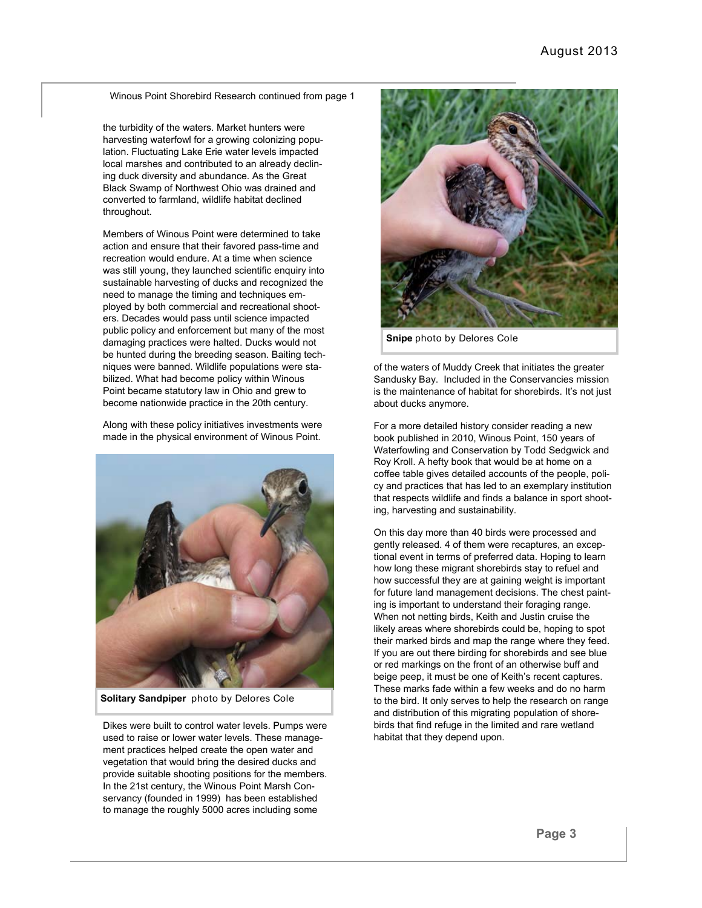Winous Point Shorebird Research continued from page 1

the turbidity of the waters. Market hunters were harvesting waterfowl for a growing colonizing population. Fluctuating Lake Erie water levels impacted local marshes and contributed to an already declining duck diversity and abundance. As the Great Black Swamp of Northwest Ohio was drained and converted to farmland, wildlife habitat declined throughout.

Members of Winous Point were determined to take action and ensure that their favored pass-time and recreation would endure. At a time when science was still young, they launched scientific enquiry into sustainable harvesting of ducks and recognized the need to manage the timing and techniques employed by both commercial and recreational shooters. Decades would pass until science impacted public policy and enforcement but many of the most damaging practices were halted. Ducks would not be hunted during the breeding season. Baiting techniques were banned. Wildlife populations were stabilized. What had become policy within Winous Point became statutory law in Ohio and grew to become nationwide practice in the 20th century.

Along with these policy initiatives investments were made in the physical environment of Winous Point.

**Solitary Sandpiper** photo by Delores Cole

Dikes were built to control water levels. Pumps were used to raise or lower water levels. These management practices helped create the open water and vegetation that would bring the desired ducks and provide suitable shooting positions for the members. In the 21st century, the Winous Point Marsh Conservancy (founded in 1999) has been established to manage the roughly 5000 acres including some of the waters of Muddy Creek that initiates the greater Sandusky Bay. Included in the Conservancies mission is the maintenance of habitat for shorebirds. It's not just about ducks anymore.

**Snipe** photo by Delores Cole

For a more detailed history consider reading a new book published in 2010, Winous Point, 150 years of Waterfowling and Conservation by Todd Sedgwick and Roy Kroll. A hefty book that would be at home on a coffee table gives detailed accounts of the people, policy and practices that has led to an exemplary institution that respects wildlife and finds a balance in sport shooting, harvesting and sustainability.

On this day more than 40 birds were processed and gently released. 4 of them were recaptures, an exceptional event in terms of preferred data. Hoping to learn how long these migrant shorebirds stay to refuel and how successful they are at gaining weight is important for future land management decisions. The chest painting is important to understand their foraging range. When not netting birds, Keith and Justin cruise the likely areas where shorebirds could be, hoping to spot their marked birds and map the range where they feed. If you are out there birding for shorebirds and see blue or red markings on the front of an otherwise buff and beige peep, it must be one of Keith's recent captures. These marks fade within a few weeks and do no harm to the bird. It only serves to help the research on range and distribution of this migrating population of shorebirds that find refuge in the limited and rare wetland habitat that they depend upon.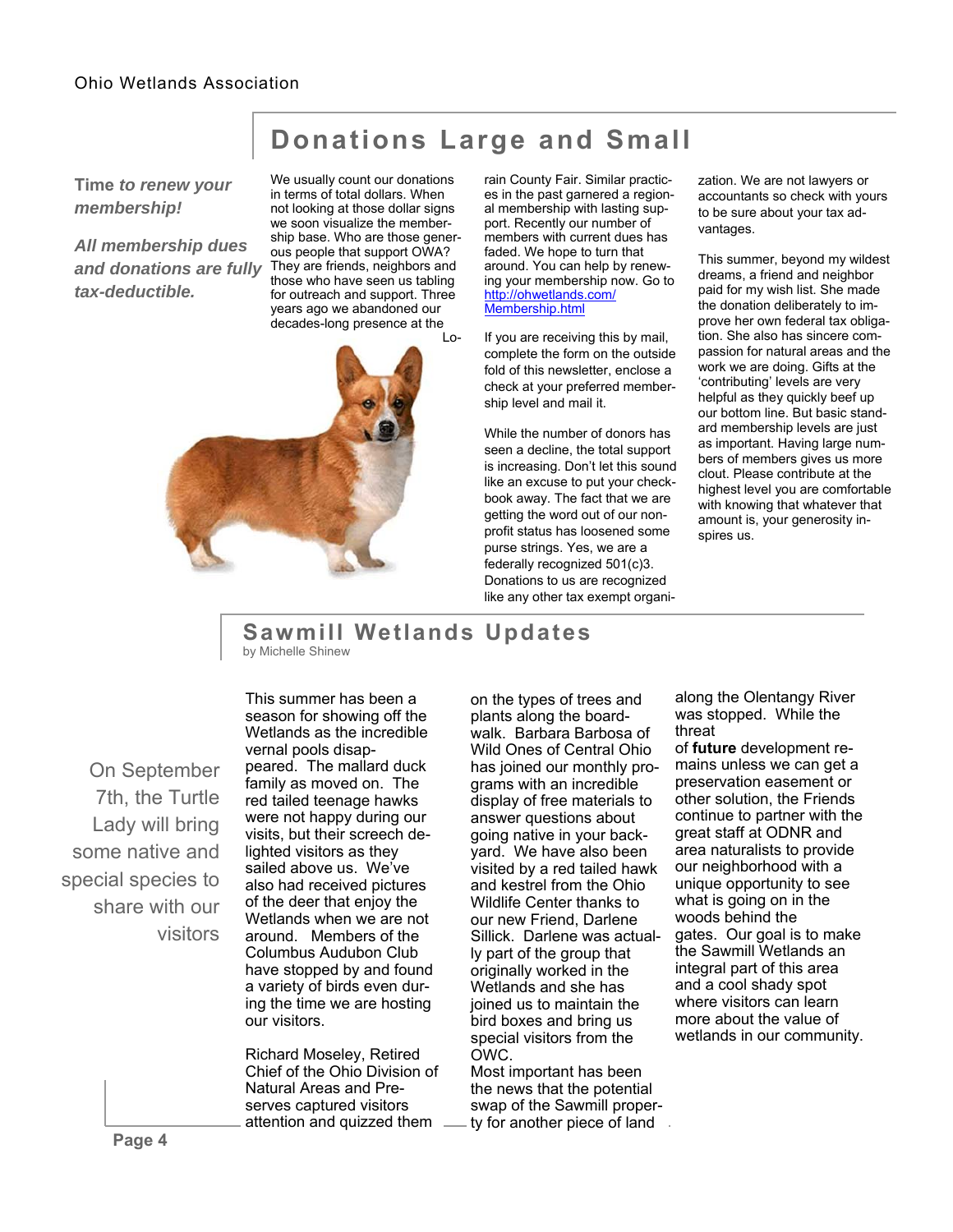# Donations Large and Small

*Time to renew your membership!*

*All membership dues and donations are fully tax-deductible.*

We usually count our donations in terms of total dollars. When not looking at those dollar signs we soon visualize the membership base. Who are those generous people that support OWA? They are friends, neighbors and those who have seen us tabling for outreach and support. Three years ago we abandoned our decades-long presence at the Lorain County Fair. Similar practices in the past garnered a regional membership with lasting support. Recently our number of members with current dues has faded. We hope to turn that around. You can help by renewing your membership now. Go to http://ohwetlands.com/Membership.html

If you are receiving this by mail, complete the form on the outside fold of this newsletter, enclose a check at your preferred membership level and mail it.

While the number of donors has seen a decline, the total support is increasing. Don't let this sound like an excuse to put your checkbook away. The fact that we are getting the word out of our non-profit status has loosened some purse strings. Yes, we are a federally recognized 501(c)3. Donations to us are recognized like any other tax exempt organization. We are not lawyers or accountants so check with yours to be sure about your tax advantages.

This summer, beyond my wildest dreams, a friend and neighbor paid for my wish list. She made the donation deliberately to improve her own federal tax obligation. She also has sincere compassion for natural areas and the work we are doing. Gifts at the 'contributing' levels are very helpful as they quickly beef up our bottom line. But basic standard membership levels are just as important. Having large numbers of members gives us more clout. Please contribute at the highest level you are comfortable with knowing that whatever that amount is, your generosity inspires us.

# Sawmill Wetlands Updates

by Michelle Shinew

On September 7th, the Turtle Lady will bring some native and special species to share with our visitors

This summer has been a season for showing off the Wetlands as the incredible vernal pools disappeared. The mallard duck family as moved on. The red tailed teenage hawks were not happy during our visits, but their screech delighted visitors as they sailed above us. We've also had received pictures of the deer that enjoy the Wetlands when we are not around. Members of the Columbus Audubon Club have stopped by and found a variety of birds even during the time we are hosting our visitors.

Richard Moseley, Retired Chief of the Ohio Division of Natural Areas and Preserves captured visitors attention and quizzed them on the types of trees and plants along the boardwalk. Barbara Barbosa of Wild Ones of Central Ohio has joined our monthly programs with an incredible display of free materials to answer questions about going native in your backyard. We have also been visited by a red tailed hawk and kestrel from the Ohio Wildlife Center thanks to our new Friend, Darlene Sillick. Darlene was actually part of the group that originally worked in the Wetlands and she has joined us to maintain the bird boxes and bring us special visitors from the OWC.

Most important has been the news that the potential swap of the Sawmill property for another piece of land along the Olentangy River was stopped. While the threat of **future** development remains unless we can get a preservation easement or other solution, the Friends continue to partner with the great staff at ODNR and area naturalists to provide our neighborhood with a unique opportunity to see what is going on in the woods behind the gates. Our goal is to make the Sawmill Wetlands an integral part of this area and a cool shady spot where visitors can learn more about the value of wetlands in our community.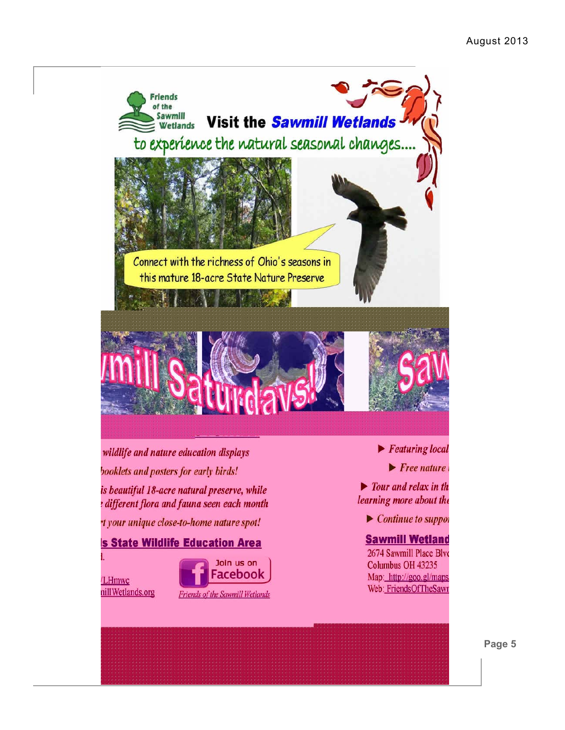# Visit the *Sawmill Wetlands*

to experience the natural seasonal changes....

Connect with the richness of Ohio's seasons in this mature 18-acre State Nature Preserve

mill Saturdays! Saw

*wildlife and nature education displays*

*booklets and posters for early birds!*

*is beautiful 18-acre natural preserve, while*
*different flora and fauna seen each month*

*t your unique close-to-home nature spot!*

**s State Wildlife Education Area**

l.

/LHmwc

nillWetlands.org

Join us on Facebook

*Friends of the Sawmill Wetlands*

- *Featuring local*
- *Free nature*
- *Tour and relax in th learning more about the*
- *Continue to suppo*

**Sawmill Wetland**

2674 Sawmill Place Blv
Columbus OH 43235
Map: http://goo.gl/maps
Web: FriendsOfTheSawn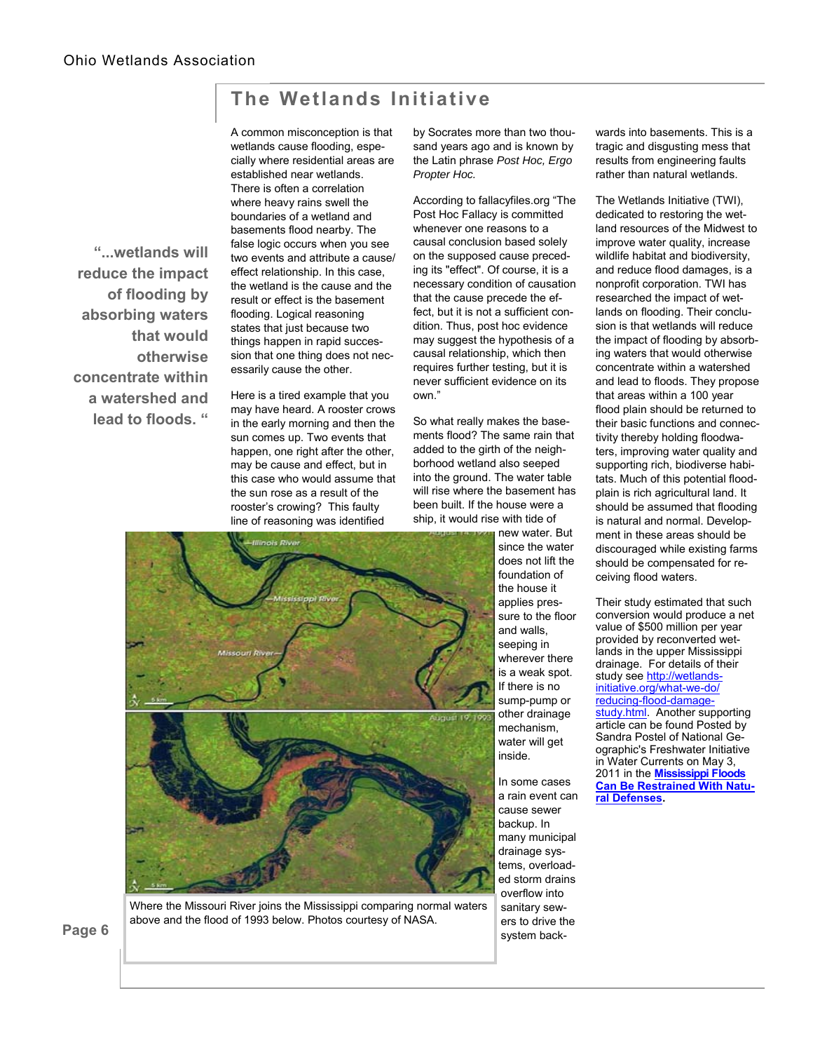## The Wetlands Initiative

> "...wetlands will reduce the impact of flooding by absorbing waters that would otherwise concentrate within a watershed and lead to floods. "

A common misconception is that wetlands cause flooding, especially where residential areas are established near wetlands. There is often a correlation where heavy rains swell the boundaries of a wetland and basements flood nearby. The false logic occurs when you see two events and attribute a cause/effect relationship. In this case, the wetland is the cause and the result or effect is the basement flooding. Logical reasoning states that just because two things happen in rapid succession that one thing does not necessarily cause the other.

Here is a tired example that you may have heard. A rooster crows in the early morning and then the sun comes up. Two events that happen, one right after the other, may be cause and effect, but in this case who would assume that the sun rose as a result of the rooster's crowing? This faulty line of reasoning was identified by Socrates more than two thousand years ago and is known by the Latin phrase *Post Hoc, Ergo Propter Hoc.*

According to fallacyfiles.org "The Post Hoc Fallacy is committed whenever one reasons to a causal conclusion based solely on the supposed cause preceding its "effect". Of course, it is a necessary condition of causation that the cause precede the effect, but it is not a sufficient condition. Thus, post hoc evidence may suggest the hypothesis of a causal relationship, which then requires further testing, but it is never sufficient evidence on its own."

So what really makes the basements flood? The same rain that added to the girth of the neighborhood wetland also seeped into the ground. The water table will rise where the basement has been built. If the house were a ship, it would rise with tide of new water. But since the water does not lift the foundation of the house it applies pressure to the floor and walls, seeping in wherever there is a weak spot. If there is no sump-pump or other drainage mechanism, water will get inside.

Illinois River

Mississippi River

Missouri River

August 14, 1991

August 19, 1993

6 km

Where the Missouri River joins the Mississippi comparing normal waters above and the flood of 1993 below. Photos courtesy of NASA.

In some cases a rain event can cause sewer backup. In many municipal drainage systems, overloaded storm drains overflow into sanitary sewers to drive the system backwards into basements. This is a tragic and disgusting mess that results from engineering faults rather than natural wetlands.

The Wetlands Initiative (TWI), dedicated to restoring the wetland resources of the Midwest to improve water quality, increase wildlife habitat and biodiversity, and reduce flood damages, is a nonprofit corporation. TWI has researched the impact of wetlands on flooding. Their conclusion is that wetlands will reduce the impact of flooding by absorbing waters that would otherwise concentrate within a watershed and lead to floods. They propose that areas within a 100 year flood plain should be returned to their basic functions and connectivity thereby holding floodwaters, improving water quality and supporting rich, biodiverse habitats. Much of this potential floodplain is rich agricultural land. It should be assumed that flooding is natural and normal. Development in these areas should be discouraged while existing farms should be compensated for receiving flood waters.

Their study estimated that such conversion would produce a net value of $500 million per year provided by reconverted wetlands in the upper Mississippi drainage. For details of their study see http://wetlands-initiative.org/what-we-do/reducing-flood-damage-study.html. Another supporting article can be found Posted by Sandra Postel of National Geographic's Freshwater Initiative in Water Currents on May 3, 2011 in the **Mississippi Floods Can Be Restrained With Natural Defenses.**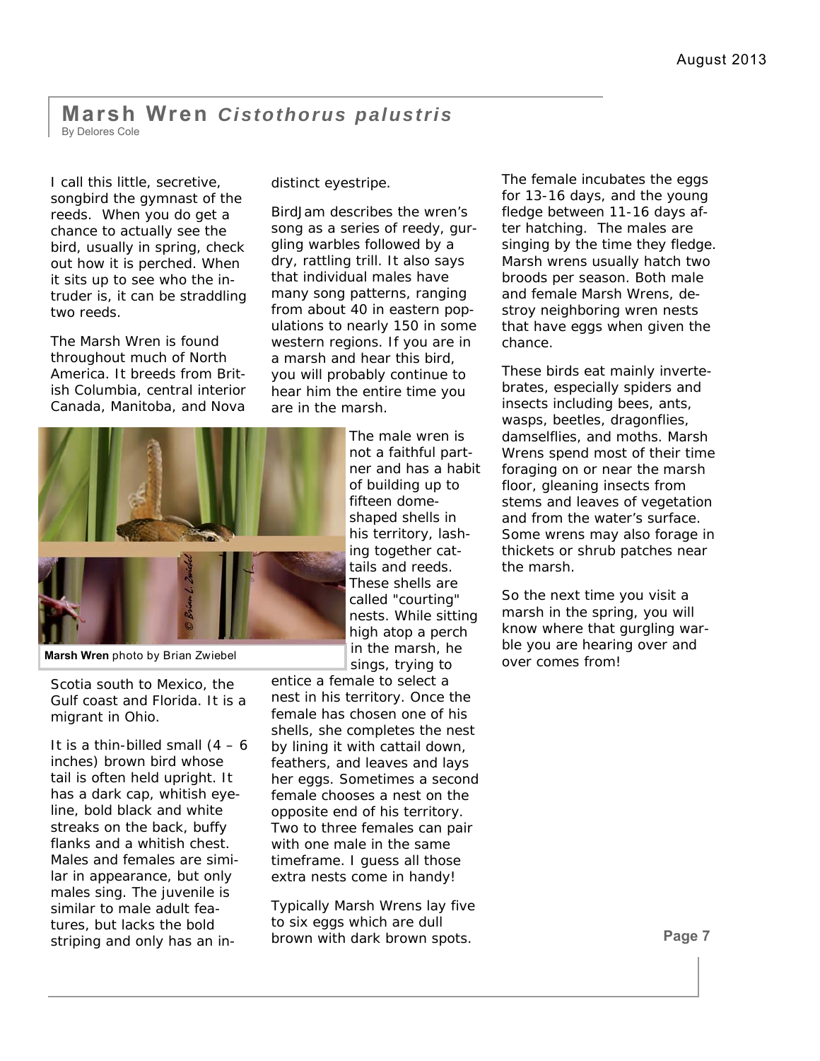## **Marsh Wren** ***Cistothorus palustris***

By Delores Cole

I call this little, secretive, songbird the gymnast of the reeds. When you do get a chance to actually see the bird, usually in spring, check out how it is perched. When it sits up to see who the intruder is, it can be straddling two reeds.

The Marsh Wren is found throughout much of North America. It breeds from British Columbia, central interior Canada, Manitoba, and Nova Scotia south to Mexico, the Gulf coast and Florida. It is a migrant in Ohio.

It is a thin-billed small (4 – 6 inches) brown bird whose tail is often held upright. It has a dark cap, whitish eyeline, bold black and white streaks on the back, buffy flanks and a whitish chest. Males and females are similar in appearance, but only males sing. The juvenile is similar to male adult features, but lacks the bold striping and only has an indistinct eyestripe.

BirdJam describes the wren's song as a series of reedy, gurgling warbles followed by a dry, rattling trill. It also says that individual males have many song patterns, ranging from about 40 in eastern populations to nearly 150 in some western regions. If you are in a marsh and hear this bird, you will probably continue to hear him the entire time you are in the marsh.

**Marsh Wren** photo by Brian Zwiebel

The male wren is not a faithful partner and has a habit of building up to fifteen dome-shaped shells in his territory, lashing together cattails and reeds. These shells are called "courting" nests. While sitting high atop a perch in the marsh, he sings, trying to entice a female to select a nest in his territory. Once the female has chosen one of his shells, she completes the nest by lining it with cattail down, feathers, and leaves and lays her eggs. Sometimes a second female chooses a nest on the opposite end of his territory. Two to three females can pair with one male in the same timeframe. I guess all those extra nests come in handy!

Typically Marsh Wrens lay five to six eggs which are dull brown with dark brown spots. The female incubates the eggs for 13-16 days, and the young fledge between 11-16 days after hatching. The males are singing by the time they fledge. Marsh wrens usually hatch two broods per season. Both male and female Marsh Wrens, destroy neighboring wren nests that have eggs when given the chance.

These birds eat mainly invertebrates, especially spiders and insects including bees, ants, wasps, beetles, dragonflies, damselflies, and moths. Marsh Wrens spend most of their time foraging on or near the marsh floor, gleaning insects from stems and leaves of vegetation and from the water's surface. Some wrens may also forage in thickets or shrub patches near the marsh.

So the next time you visit a marsh in the spring, you will know where that gurgling warble you are hearing over and over comes from!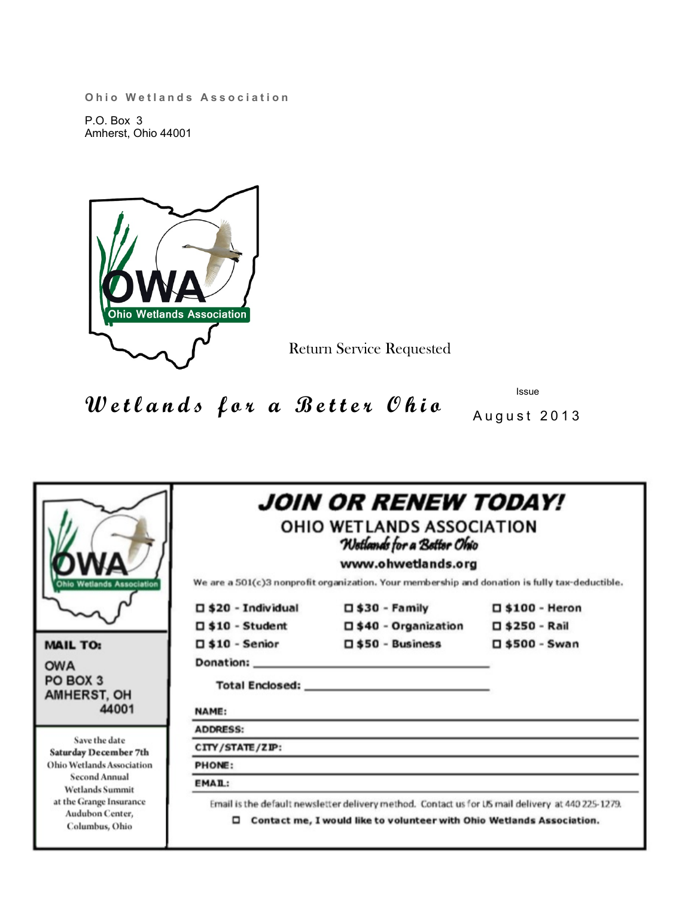Ohio Wetlands Association

P.O. Box 3
Amherst, Ohio 44001

Ohio Wetlands Association

Return Service Requested

*Wetlands for a Better Ohio*

Issue
August 2013

# JOIN OR RENEW TODAY!

## OHIO WETLANDS ASSOCIATION

*Wetlands for a Better Ohio*

**www.ohwetlands.org**

We are a 501(c)3 nonprofit organization. Your membership and donation is fully tax-deductible.

| | | |
|---|---|---|
| ☐ $20 - Individual | ☐ $30 - Family | ☐ $100 - Heron |
| ☐ $10 - Student | ☐ $40 - Organization | ☐ $250 - Rail |
| ☐ $10 - Senior | ☐ $50 - Business | ☐ $500 - Swan |

Donation: ______________________

Total Enclosed: ______________________

NAME:

ADDRESS:

CITY/STATE/ZIP:

PHONE:

EMAIL:

Email is the default newsletter delivery method. Contact us for US mail delivery at 440 225-1279.

☐ Contact me, I would like to volunteer with Ohio Wetlands Association.

**MAIL TO:**

OWA
PO BOX 3
AMHERST, OH
44001

Save the date
**Saturday December 7th**
Ohio Wetlands Association
Second Annual
Wetlands Summit
at the Grange Insurance
Audubon Center,
Columbus, Ohio